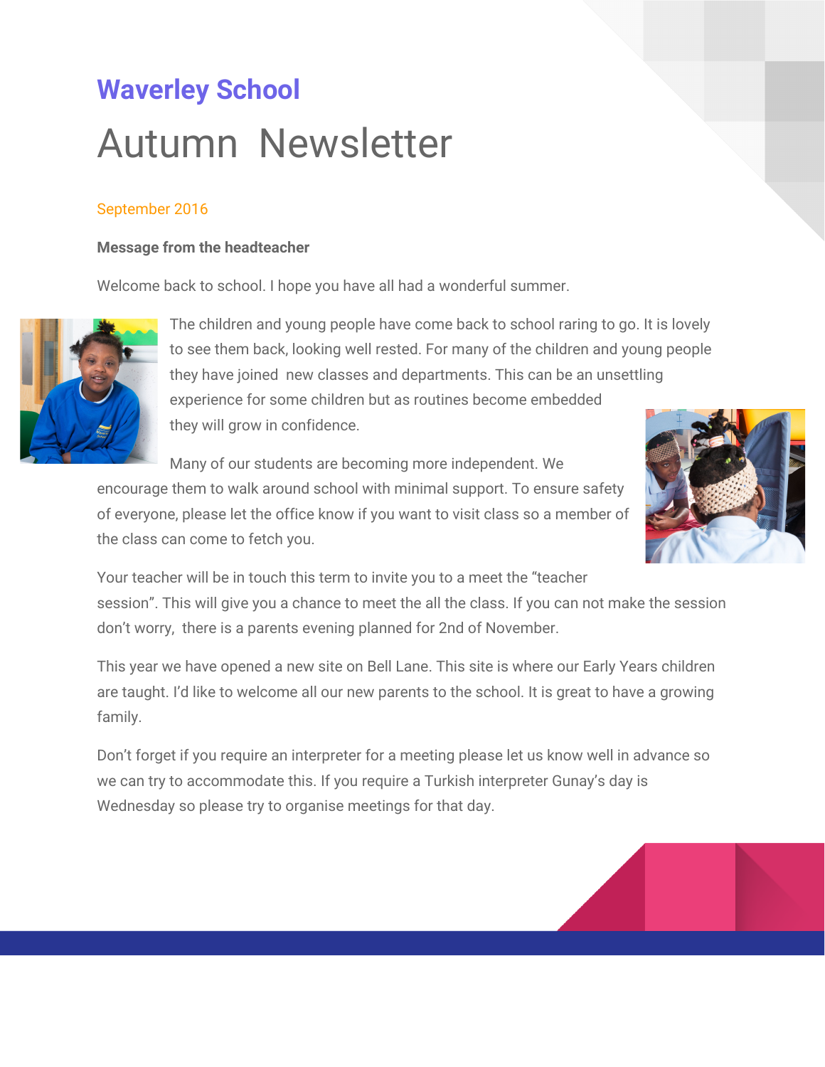# Waverley School

# Autumn Newsletter

September 2016

**Message from the headteacher**

Welcome back to school. I hope you have all had a wonderful summer.

The children and young people have come back to school raring to go. It is lovely to see them back, looking well rested. For many of the children and young people they have joined new classes and departments. This can be an unsettling experience for some children but as routines become embedded they will grow in confidence.

Many of our students are becoming more independent. We encourage them to walk around school with minimal support. To ensure safety of everyone, please let the office know if you want to visit class so a member of the class can come to fetch you.

Your teacher will be in touch this term to invite you to a meet the "teacher session". This will give you a chance to meet the all the class. If you can not make the session don't worry, there is a parents evening planned for 2nd of November.

This year we have opened a new site on Bell Lane. This site is where our Early Years children are taught. I'd like to welcome all our new parents to the school. It is great to have a growing family.

Don't forget if you require an interpreter for a meeting please let us know well in advance so we can try to accommodate this. If you require a Turkish interpreter Gunay's day is Wednesday so please try to organise meetings for that day.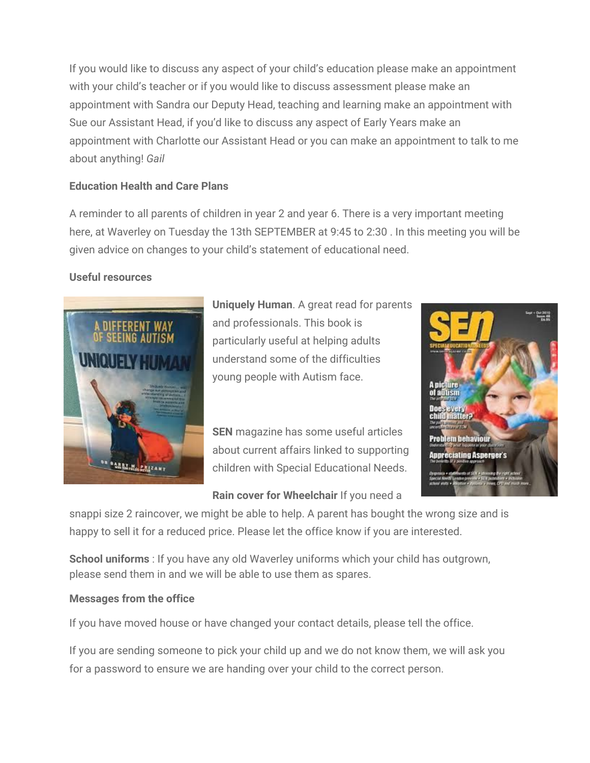If you would like to discuss any aspect of your child's education please make an appointment with your child's teacher or if you would like to discuss assessment please make an appointment with Sandra our Deputy Head, teaching and learning make an appointment with Sue our Assistant Head, if you'd like to discuss any aspect of Early Years make an appointment with Charlotte our Assistant Head or you can make an appointment to talk to me about anything! *Gail*

**Education Health and Care Plans**

A reminder to all parents of children in year 2 and year 6. There is a very important meeting here, at Waverley on Tuesday the 13th SEPTEMBER at 9:45 to 2:30 . In this meeting you will be given advice on changes to your child's statement of educational need.

**Useful resources**

**Uniquely Human**. A great read for parents and professionals. This book is particularly useful at helping adults understand some of the difficulties young people with Autism face.

**SEN** magazine has some useful articles about current affairs linked to supporting children with Special Educational Needs.

**Rain cover for Wheelchair** If you need a snappi size 2 raincover, we might be able to help. A parent has bought the wrong size and is happy to sell it for a reduced price. Please let the office know if you are interested.

**School uniforms** : If you have any old Waverley uniforms which your child has outgrown, please send them in and we will be able to use them as spares.

**Messages from the office**

If you have moved house or have changed your contact details, please tell the office.

If you are sending someone to pick your child up and we do not know them, we will ask you for a password to ensure we are handing over your child to the correct person.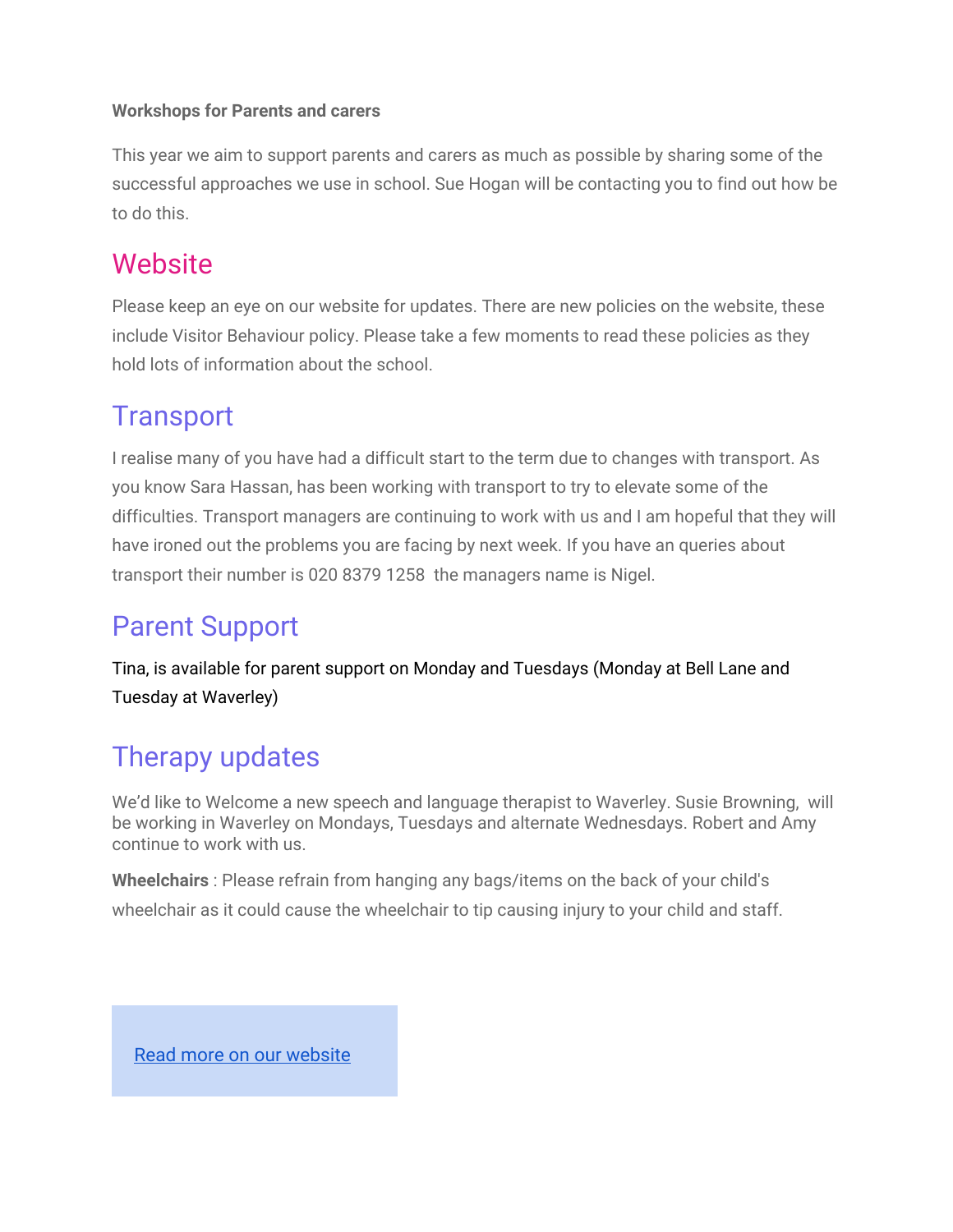**Workshops for Parents and carers**

This year we aim to support parents and carers as much as possible by sharing some of the successful approaches we use in school. Sue Hogan will be contacting you to find out how be to do this.

## Website

Please keep an eye on our website for updates. There are new policies on the website, these include Visitor Behaviour policy. Please take a few moments to read these policies as they hold lots of information about the school.

## Transport

I realise many of you have had a difficult start to the term due to changes with transport. As you know Sara Hassan, has been working with transport to try to elevate some of the difficulties. Transport managers are continuing to work with us and I am hopeful that they will have ironed out the problems you are facing by next week. If you have an queries about transport their number is 020 8379 1258 the managers name is Nigel.

## Parent Support

Tina, is available for parent support on Monday and Tuesdays (Monday at Bell Lane and Tuesday at Waverley)

## Therapy updates

We'd like to Welcome a new speech and language therapist to Waverley. Susie Browning, will be working in Waverley on Mondays, Tuesdays and alternate Wednesdays. Robert and Amy continue to work with us.

**Wheelchairs** : Please refrain from hanging any bags/items on the back of your child's wheelchair as it could cause the wheelchair to tip causing injury to your child and staff.

Read more on our website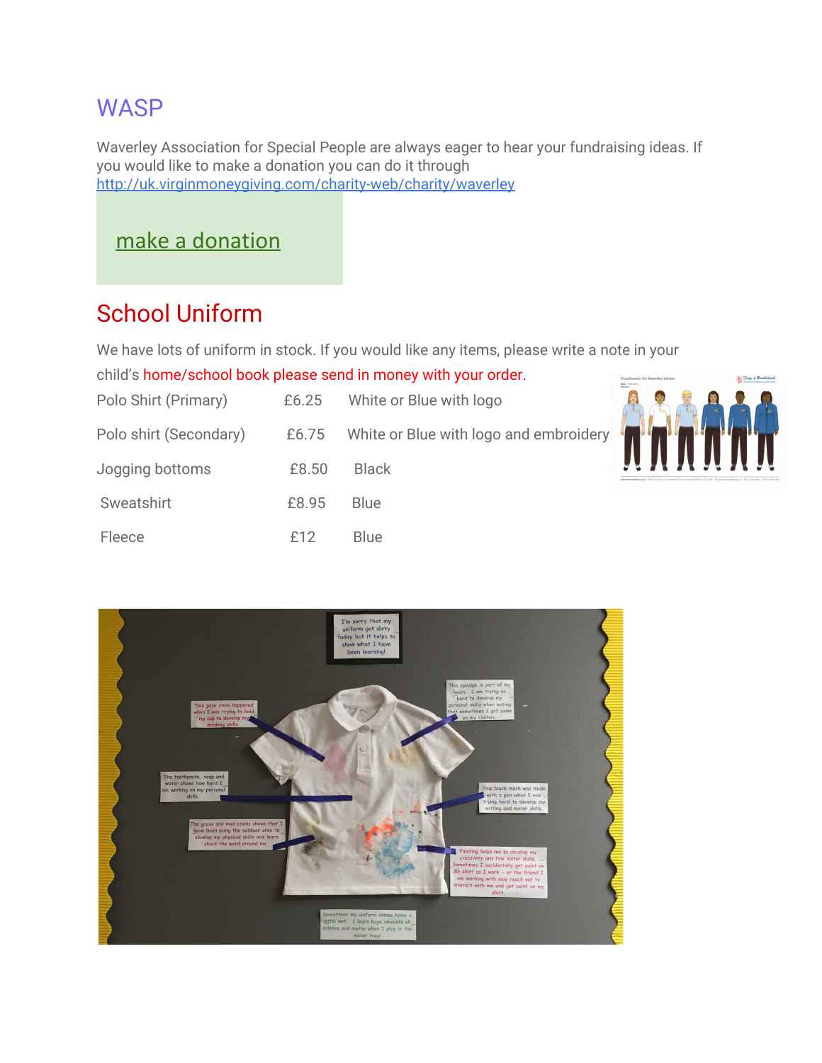## WASP

Waverley Association for Special People are always eager to hear your fundraising ideas. If you would like to make a donation you can do it through [http://uk.virginmoneygiving.com/charity-web/charity/waverley](http://uk.virginmoneygiving.com/charity-web/charity/waverley)

make a donation

## School Uniform

We have lots of uniform in stock. If you would like any items, please write a note in your child's home/school book please send in money with your order.

| Item | Price | Description |
|---|---|---|
| Polo Shirt (Primary) | £6.25 | White or Blue with logo |
| Polo shirt (Secondary) | £6.75 | White or Blue with logo and embroidery |
| Jogging bottoms | £8.50 | Black |
| Sweatshirt | £8.95 | Blue |
| Fleece | £12 | Blue |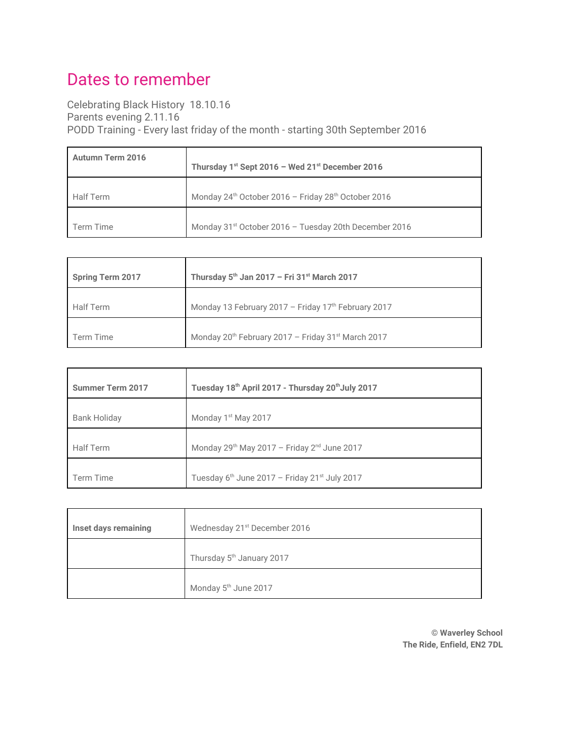# Dates to remember

Celebrating Black History 18.10.16
Parents evening 2.11.16
PODD Training - Every last friday of the month - starting 30th September 2016

| **Autumn Term 2016** | **Thursday 1st Sept 2016 – Wed 21st December 2016** |
|---|---|
| Half Term | Monday 24th October 2016 – Friday 28th October 2016 |
| Term Time | Monday 31st October 2016 – Tuesday 20th December 2016 |

| **Spring Term 2017** | **Thursday 5th Jan 2017 – Fri 31st March 2017** |
|---|---|
| Half Term | Monday 13 February 2017 – Friday 17th February 2017 |
| Term Time | Monday 20th February 2017 – Friday 31st March 2017 |

| **Summer Term 2017** | **Tuesday 18th April 2017 - Thursday 20th July 2017** |
|---|---|
| Bank Holiday | Monday 1st May 2017 |
| Half Term | Monday 29th May 2017 – Friday 2nd June 2017 |
| Term Time | Tuesday 6th June 2017 – Friday 21st July 2017 |

| **Inset days remaining** | Wednesday 21st December 2016 |
|---|---|
| | Thursday 5th January 2017 |
| | Monday 5th June 2017 |

**© Waverley School**
**The Ride, Enfield, EN2 7DL**